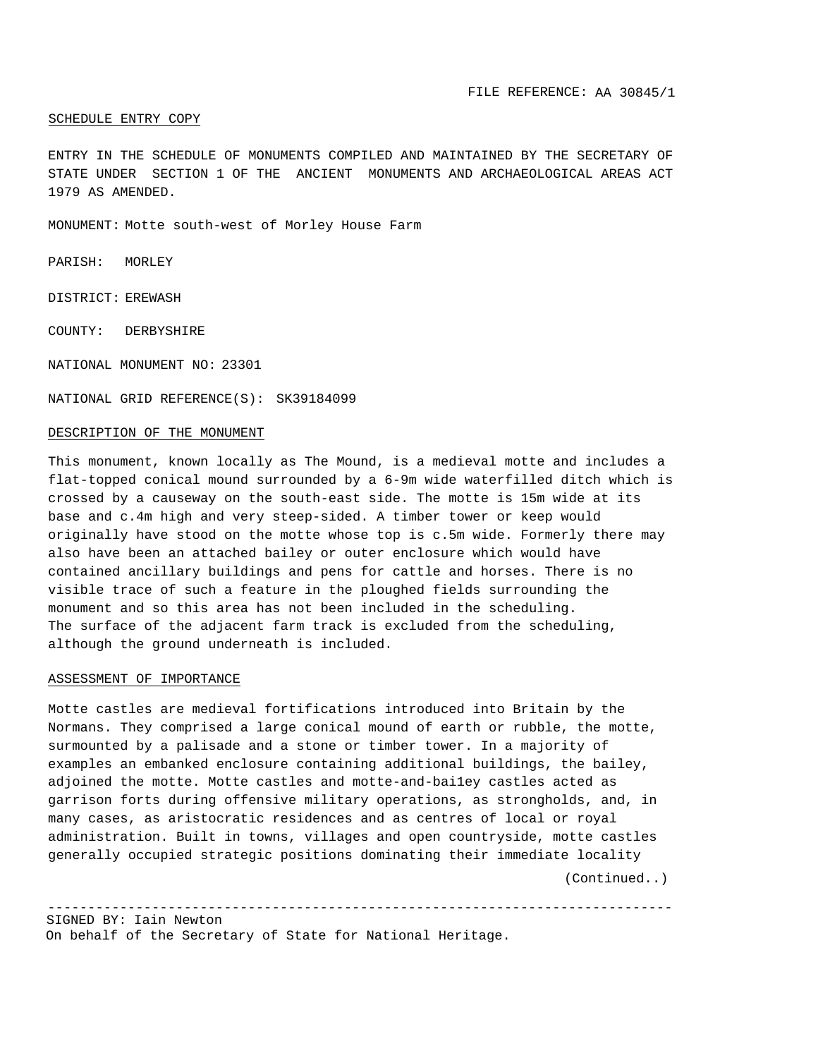FILE REFERENCE: AA 30845/1

SCHEDULE ENTRY COPY

ENTRY IN THE SCHEDULE OF MONUMENTS COMPILED AND MAINTAINED BY THE SECRETARY OF STATE UNDER SECTION 1 OF THE ANCIENT MONUMENTS AND ARCHAEOLOGICAL AREAS ACT 1979 AS AMENDED.

MONUMENT: Motte south-west of Morley House Farm

PARISH: MORLEY

DISTRICT: EREWASH

COUNTY: DERBYSHIRE

NATIONAL MONUMENT NO: 23301

NATIONAL GRID REFERENCE(S): SK39184099

## DESCRIPTION OF THE MONUMENT

This monument, known locally as The Mound, is a medieval motte and includes a flat-topped conical mound surrounded by a 6-9m wide waterfilled ditch which is crossed by a causeway on the south-east side. The motte is 15m wide at its base and c.4m high and very steep-sided. A timber tower or keep would originally have stood on the motte whose top is c.5m wide. Formerly there may also have been an attached bailey or outer enclosure which would have contained ancillary buildings and pens for cattle and horses. There is no visible trace of such a feature in the ploughed fields surrounding the monument and so this area has not been included in the scheduling.
The surface of the adjacent farm track is excluded from the scheduling, although the ground underneath is included.

## ASSESSMENT OF IMPORTANCE

Motte castles are medieval fortifications introduced into Britain by the Normans. They comprised a large conical mound of earth or rubble, the motte, surmounted by a palisade and a stone or timber tower. In a majority of examples an embanked enclosure containing additional buildings, the bailey, adjoined the motte. Motte castles and motte-and-bai1ey castles acted as garrison forts during offensive military operations, as strongholds, and, in many cases, as aristocratic residences and as centres of local or royal administration. Built in towns, villages and open countryside, motte castles generally occupied strategic positions dominating their immediate locality

(Continued..)

---

SIGNED BY: Iain Newton
On behalf of the Secretary of State for National Heritage.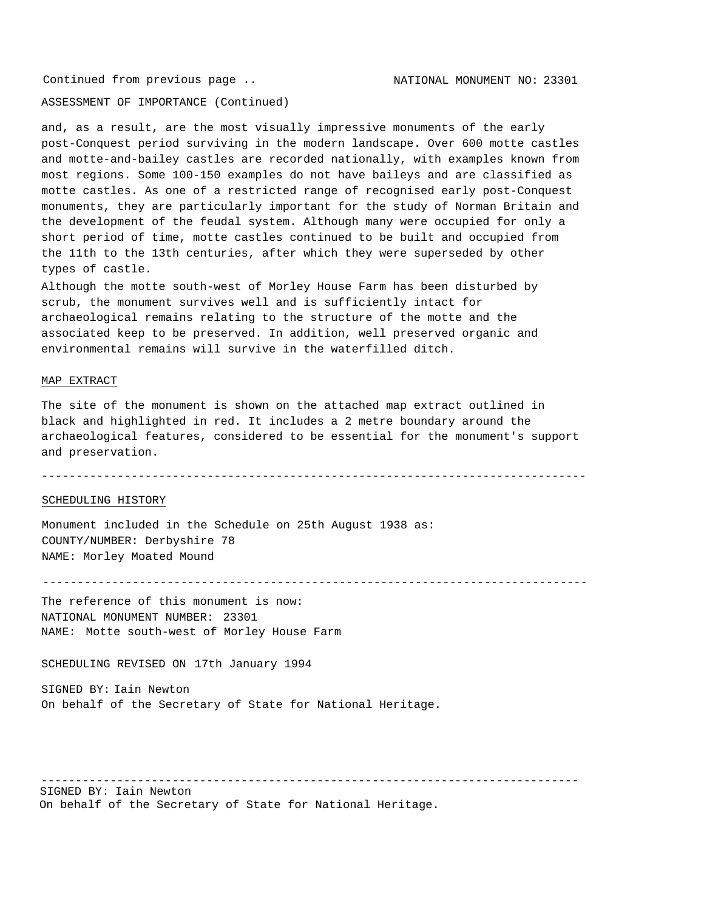Continued from previous page ..

NATIONAL MONUMENT NO: 23301

ASSESSMENT OF IMPORTANCE (Continued)

and, as a result, are the most visually impressive monuments of the early post-Conquest period surviving in the modern landscape. Over 600 motte castles and motte-and-bailey castles are recorded nationally, with examples known from most regions. Some 100-150 examples do not have baileys and are classified as motte castles. As one of a restricted range of recognised early post-Conquest monuments, they are particularly important for the study of Norman Britain and the development of the feudal system. Although many were occupied for only a short period of time, motte castles continued to be built and occupied from the 11th to the 13th centuries, after which they were superseded by other types of castle.

Although the motte south-west of Morley House Farm has been disturbed by scrub, the monument survives well and is sufficiently intact for archaeological remains relating to the structure of the motte and the associated keep to be preserved. In addition, well preserved organic and environmental remains will survive in the waterfilled ditch.

## MAP EXTRACT

The site of the monument is shown on the attached map extract outlined in black and highlighted in red. It includes a 2 metre boundary around the archaeological features, considered to be essential for the monument's support and preservation.

---

## SCHEDULING HISTORY

Monument included in the Schedule on 25th August 1938 as:
COUNTY/NUMBER: Derbyshire 78
NAME: Morley Moated Mound

---

The reference of this monument is now:
NATIONAL MONUMENT NUMBER: 23301
NAME: Motte south-west of Morley House Farm

SCHEDULING REVISED ON 17th January 1994

SIGNED BY: Iain Newton
On behalf of the Secretary of State for National Heritage.

---

SIGNED BY: Iain Newton
On behalf of the Secretary of State for National Heritage.